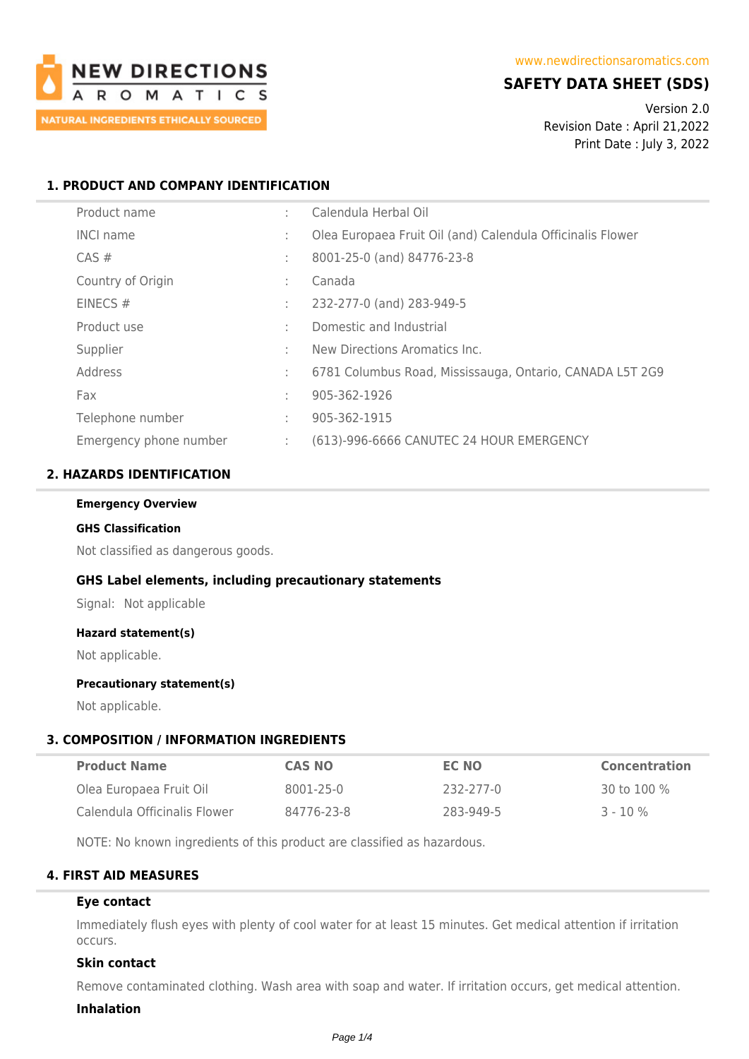NEW DIRECTIONS AROMATICS

NATURAL INGREDIENTS ETHICALLY SOURCED

www.newdirectionsaromatics.com

# SAFETY DATA SHEET (SDS)

Version 2.0
Revision Date : April 21,2022
Print Date : July 3, 2022

## 1. PRODUCT AND COMPANY IDENTIFICATION

| | | |
|---|---|---|
| Product name | : | Calendula Herbal Oil |
| INCI name | : | Olea Europaea Fruit Oil (and) Calendula Officinalis Flower |
| CAS # | : | 8001-25-0 (and) 84776-23-8 |
| Country of Origin | : | Canada |
| EINECS # | : | 232-277-0 (and) 283-949-5 |
| Product use | : | Domestic and Industrial |
| Supplier | : | New Directions Aromatics Inc. |
| Address | : | 6781 Columbus Road, Mississauga, Ontario, CANADA L5T 2G9 |
| Fax | : | 905-362-1926 |
| Telephone number | : | 905-362-1915 |
| Emergency phone number | : | (613)-996-6666 CANUTEC 24 HOUR EMERGENCY |

## 2. HAZARDS IDENTIFICATION

**Emergency Overview**

**GHS Classification**

Not classified as dangerous goods.

### GHS Label elements, including precautionary statements

Signal: Not applicable

**Hazard statement(s)**

Not applicable.

**Precautionary statement(s)**

Not applicable.

## 3. COMPOSITION / INFORMATION INGREDIENTS

| Product Name | CAS NO | EC NO | Concentration |
|---|---|---|---|
| Olea Europaea Fruit Oil | 8001-25-0 | 232-277-0 | 30 to 100 % |
| Calendula Officinalis Flower | 84776-23-8 | 283-949-5 | 3 - 10 % |

NOTE: No known ingredients of this product are classified as hazardous.

## 4. FIRST AID MEASURES

**Eye contact**

Immediately flush eyes with plenty of cool water for at least 15 minutes. Get medical attention if irritation occurs.

**Skin contact**

Remove contaminated clothing. Wash area with soap and water. If irritation occurs, get medical attention.

**Inhalation**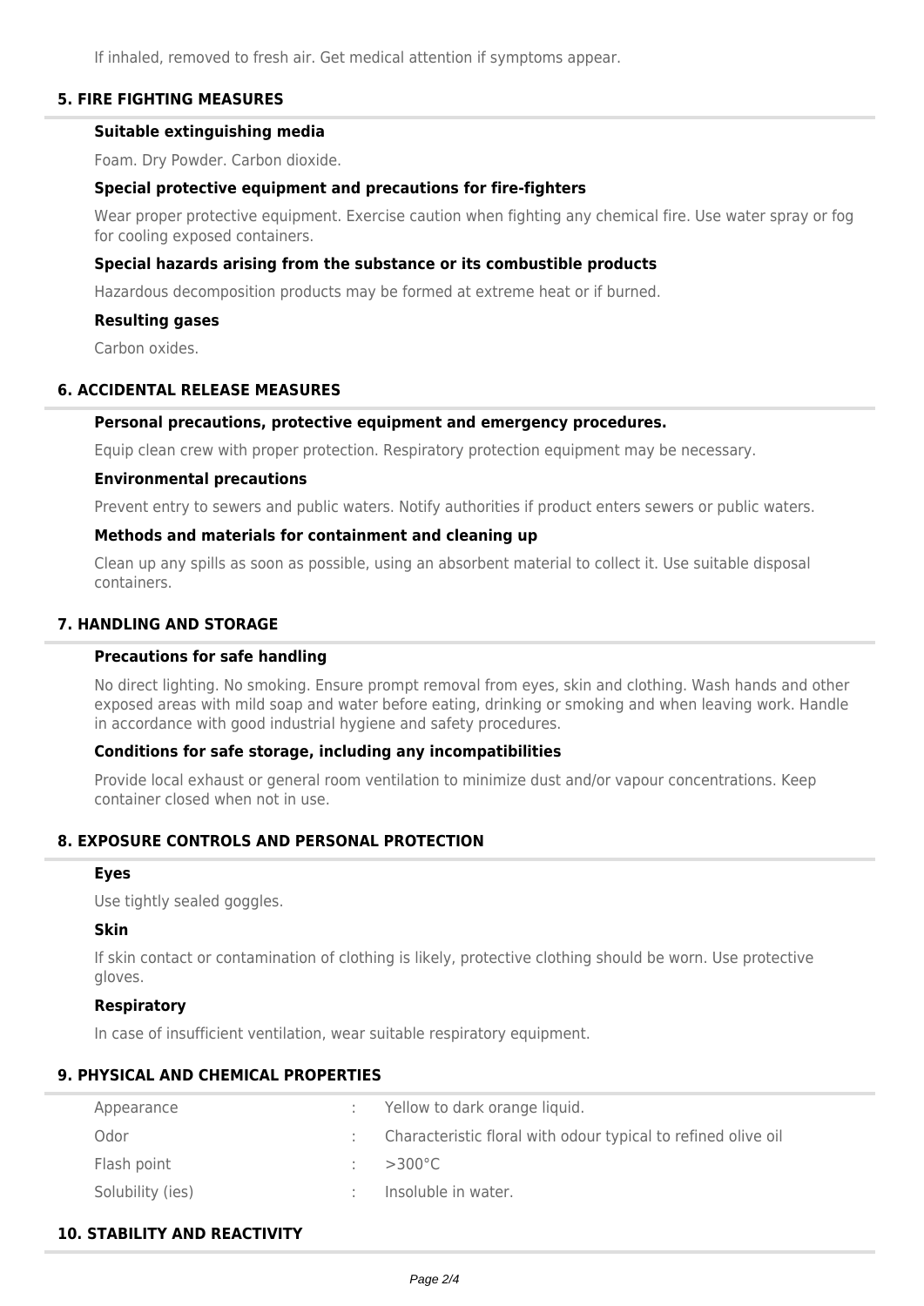If inhaled, removed to fresh air. Get medical attention if symptoms appear.

## 5. FIRE FIGHTING MEASURES

### Suitable extinguishing media

Foam. Dry Powder. Carbon dioxide.

### Special protective equipment and precautions for fire-fighters

Wear proper protective equipment. Exercise caution when fighting any chemical fire. Use water spray or fog for cooling exposed containers.

### Special hazards arising from the substance or its combustible products

Hazardous decomposition products may be formed at extreme heat or if burned.

### Resulting gases

Carbon oxides.

## 6. ACCIDENTAL RELEASE MEASURES

### Personal precautions, protective equipment and emergency procedures.

Equip clean crew with proper protection. Respiratory protection equipment may be necessary.

### Environmental precautions

Prevent entry to sewers and public waters. Notify authorities if product enters sewers or public waters.

### Methods and materials for containment and cleaning up

Clean up any spills as soon as possible, using an absorbent material to collect it. Use suitable disposal containers.

## 7. HANDLING AND STORAGE

### Precautions for safe handling

No direct lighting. No smoking. Ensure prompt removal from eyes, skin and clothing. Wash hands and other exposed areas with mild soap and water before eating, drinking or smoking and when leaving work. Handle in accordance with good industrial hygiene and safety procedures.

### Conditions for safe storage, including any incompatibilities

Provide local exhaust or general room ventilation to minimize dust and/or vapour concentrations. Keep container closed when not in use.

## 8. EXPOSURE CONTROLS AND PERSONAL PROTECTION

### Eyes

Use tightly sealed goggles.

### Skin

If skin contact or contamination of clothing is likely, protective clothing should be worn. Use protective gloves.

### Respiratory

In case of insufficient ventilation, wear suitable respiratory equipment.

## 9. PHYSICAL AND CHEMICAL PROPERTIES

| | | |
|---|---|---|
| Appearance | : | Yellow to dark orange liquid. |
| Odor | : | Characteristic floral with odour typical to refined olive oil |
| Flash point | : | >300°C |
| Solubility (ies) | : | Insoluble in water. |

## 10. STABILITY AND REACTIVITY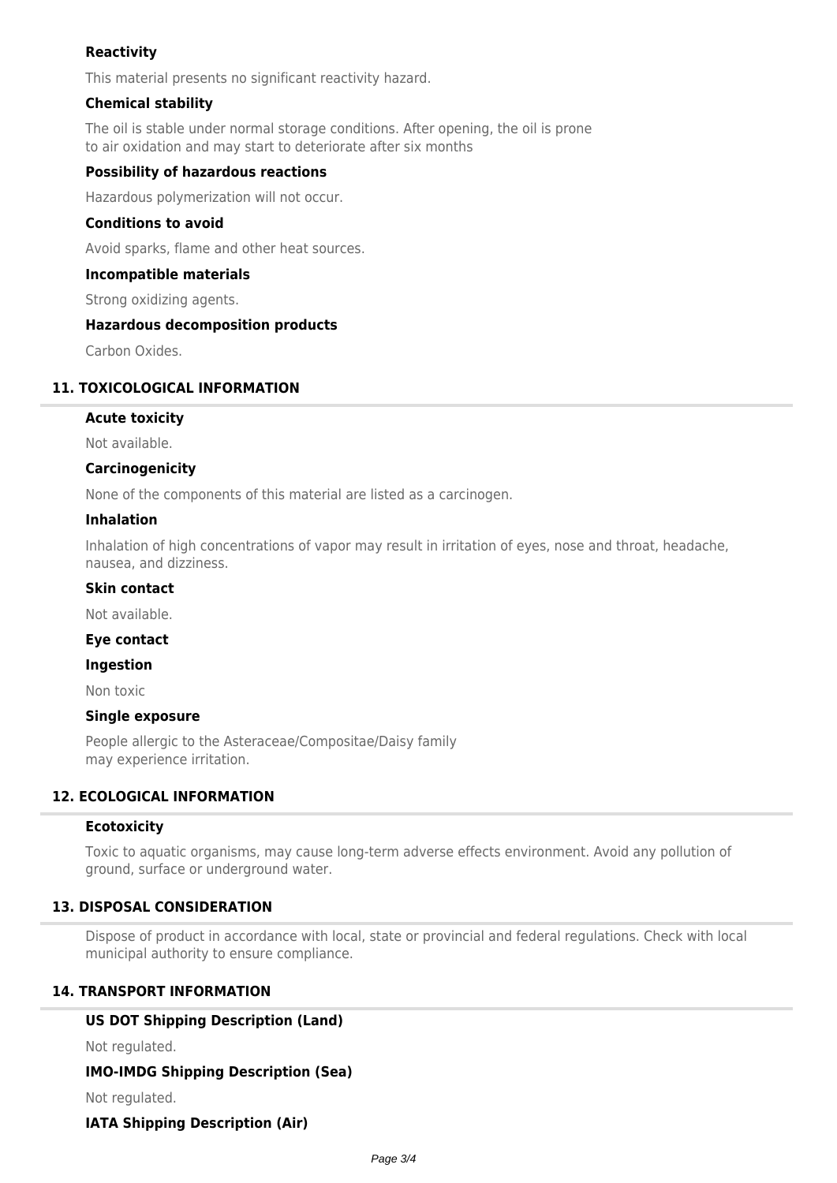### Reactivity

This material presents no significant reactivity hazard.

### Chemical stability

The oil is stable under normal storage conditions. After opening, the oil is prone to air oxidation and may start to deteriorate after six months

### Possibility of hazardous reactions

Hazardous polymerization will not occur.

### Conditions to avoid

Avoid sparks, flame and other heat sources.

### Incompatible materials

Strong oxidizing agents.

### Hazardous decomposition products

Carbon Oxides.

## 11. TOXICOLOGICAL INFORMATION

### Acute toxicity

Not available.

### Carcinogenicity

None of the components of this material are listed as a carcinogen.

### Inhalation

Inhalation of high concentrations of vapor may result in irritation of eyes, nose and throat, headache, nausea, and dizziness.

### Skin contact

Not available.

### Eye contact

### Ingestion

Non toxic

### Single exposure

People allergic to the Asteraceae/Compositae/Daisy family may experience irritation.

## 12. ECOLOGICAL INFORMATION

### Ecotoxicity

Toxic to aquatic organisms, may cause long-term adverse effects environment. Avoid any pollution of ground, surface or underground water.

## 13. DISPOSAL CONSIDERATION

Dispose of product in accordance with local, state or provincial and federal regulations. Check with local municipal authority to ensure compliance.

## 14. TRANSPORT INFORMATION

### US DOT Shipping Description (Land)

Not regulated.

### IMO-IMDG Shipping Description (Sea)

Not regulated.

### IATA Shipping Description (Air)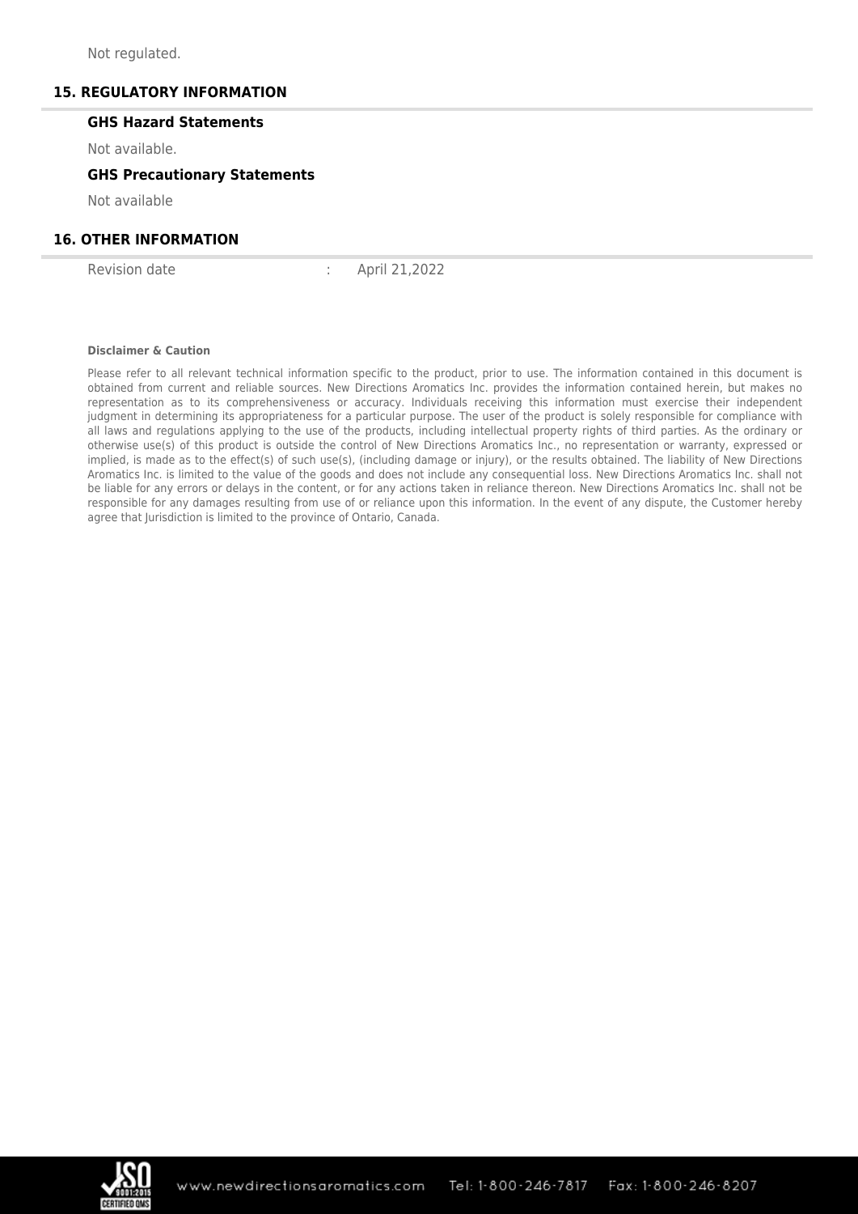Not regulated.

## 15. REGULATORY INFORMATION

### GHS Hazard Statements

Not available.

### GHS Precautionary Statements

Not available

## 16. OTHER INFORMATION

| | | |
|---|---|---|
| Revision date | : | April 21,2022 |

**Disclaimer & Caution**

Please refer to all relevant technical information specific to the product, prior to use. The information contained in this document is obtained from current and reliable sources. New Directions Aromatics Inc. provides the information contained herein, but makes no representation as to its comprehensiveness or accuracy. Individuals receiving this information must exercise their independent judgment in determining its appropriateness for a particular purpose. The user of the product is solely responsible for compliance with all laws and regulations applying to the use of the products, including intellectual property rights of third parties. As the ordinary or otherwise use(s) of this product is outside the control of New Directions Aromatics Inc., no representation or warranty, expressed or implied, is made as to the effect(s) of such use(s), (including damage or injury), or the results obtained. The liability of New Directions Aromatics Inc. is limited to the value of the goods and does not include any consequential loss. New Directions Aromatics Inc. shall not be liable for any errors or delays in the content, or for any actions taken in reliance thereon. New Directions Aromatics Inc. shall not be responsible for any damages resulting from use of or reliance upon this information. In the event of any dispute, the Customer hereby agree that Jurisdiction is limited to the province of Ontario, Canada.